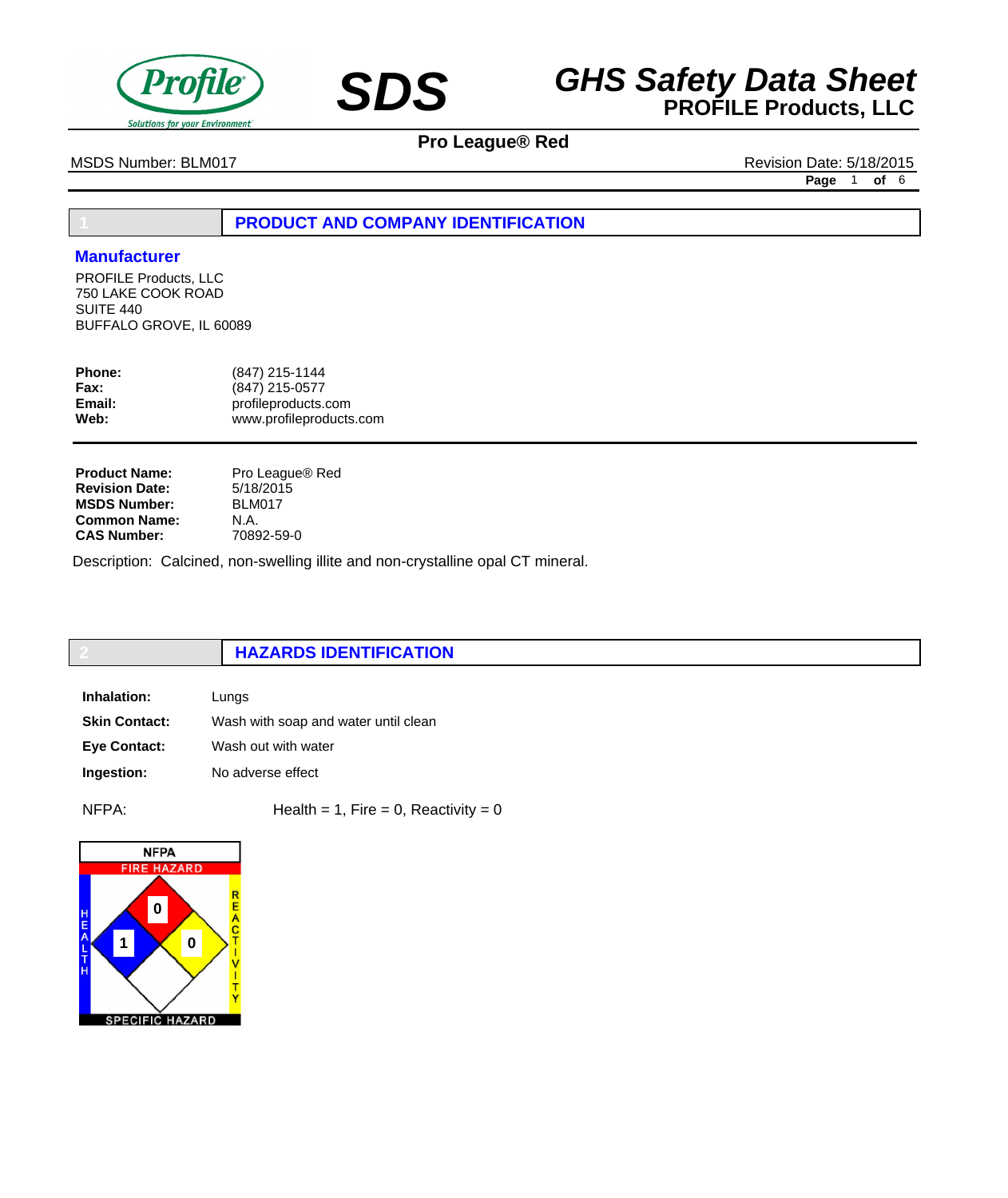# GHS Safety Data Sheet

**PROFILE Products, LLC**

**Pro League® Red**

MSDS Number: BLM017

Revision Date: 5/18/2015

## 1 PRODUCT AND COMPANY IDENTIFICATION

### Manufacturer

PROFILE Products, LLC
750 LAKE COOK ROAD
SUITE 440
BUFFALO GROVE, IL 60089

**Phone:** (847) 215-1144
**Fax:** (847) 215-0577
**Email:** profileproducts.com
**Web:** www.profileproducts.com

**Product Name:** Pro League® Red
**Revision Date:** 5/18/2015
**MSDS Number:** BLM017
**Common Name:** N.A.
**CAS Number:** 70892-59-0

Description: Calcined, non-swelling illite and non-crystalline opal CT mineral.

## 2 HAZARDS IDENTIFICATION

**Inhalation:** Lungs

**Skin Contact:** Wash with soap and water until clean

**Eye Contact:** Wash out with water

**Ingestion:** No adverse effect

NFPA: Health = 1, Fire = 0, Reactivity = 0

NFPA
FIRE HAZARD: 0
HEALTH: 1
REACTIVITY: 0
SPECIFIC HAZARD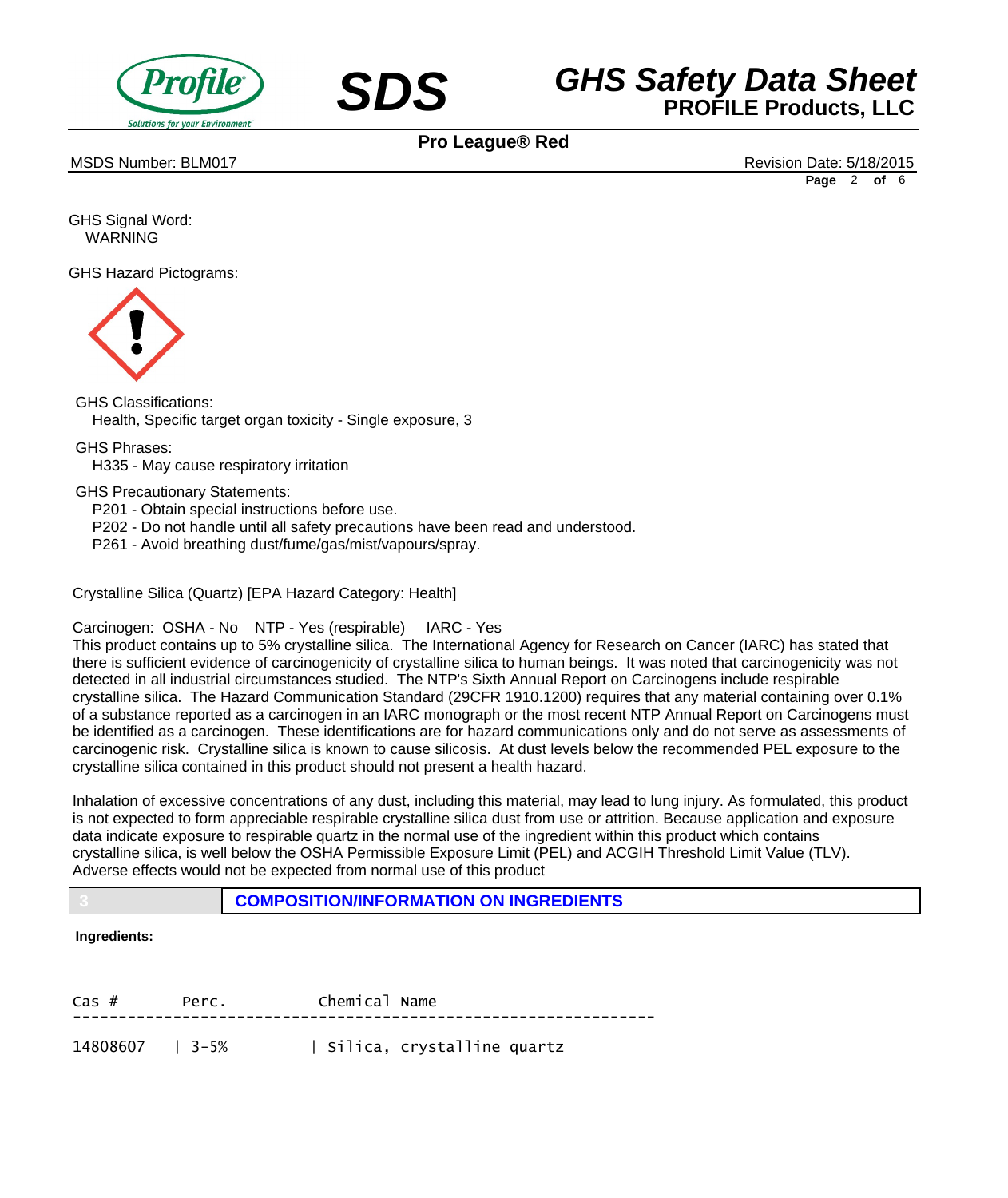GHS Signal Word:
WARNING

GHS Hazard Pictograms:

GHS Classifications:
Health, Specific target organ toxicity - Single exposure, 3

GHS Phrases:
H335 - May cause respiratory irritation

GHS Precautionary Statements:
P201 - Obtain special instructions before use.
P202 - Do not handle until all safety precautions have been read and understood.
P261 - Avoid breathing dust/fume/gas/mist/vapours/spray.

Crystalline Silica (Quartz) [EPA Hazard Category: Health]

Carcinogen: OSHA - No NTP - Yes (respirable) IARC - Yes
This product contains up to 5% crystalline silica. The International Agency for Research on Cancer (IARC) has stated that there is sufficient evidence of carcinogenicity of crystalline silica to human beings. It was noted that carcinogenicity was not detected in all industrial circumstances studied. The NTP's Sixth Annual Report on Carcinogens include respirable crystalline silica. The Hazard Communication Standard (29CFR 1910.1200) requires that any material containing over 0.1% of a substance reported as a carcinogen in an IARC monograph or the most recent NTP Annual Report on Carcinogens must be identified as a carcinogen. These identifications are for hazard communications only and do not serve as assessments of carcinogenic risk. Crystalline silica is known to cause silicosis. At dust levels below the recommended PEL exposure to the crystalline silica contained in this product should not present a health hazard.

Inhalation of excessive concentrations of any dust, including this material, may lead to lung injury. As formulated, this product is not expected to form appreciable respirable crystalline silica dust from use or attrition. Because application and exposure data indicate exposure to respirable quartz in the normal use of the ingredient within this product which contains crystalline silica, is well below the OSHA Permissible Exposure Limit (PEL) and ACGIH Threshold Limit Value (TLV). Adverse effects would not be expected from normal use of this product

## 3 COMPOSITION/INFORMATION ON INGREDIENTS

**Ingredients:**

| Cas # | Perc. | Chemical Name |
|---|---|---|
| 14808607 | 3-5% | Silica, crystalline quartz |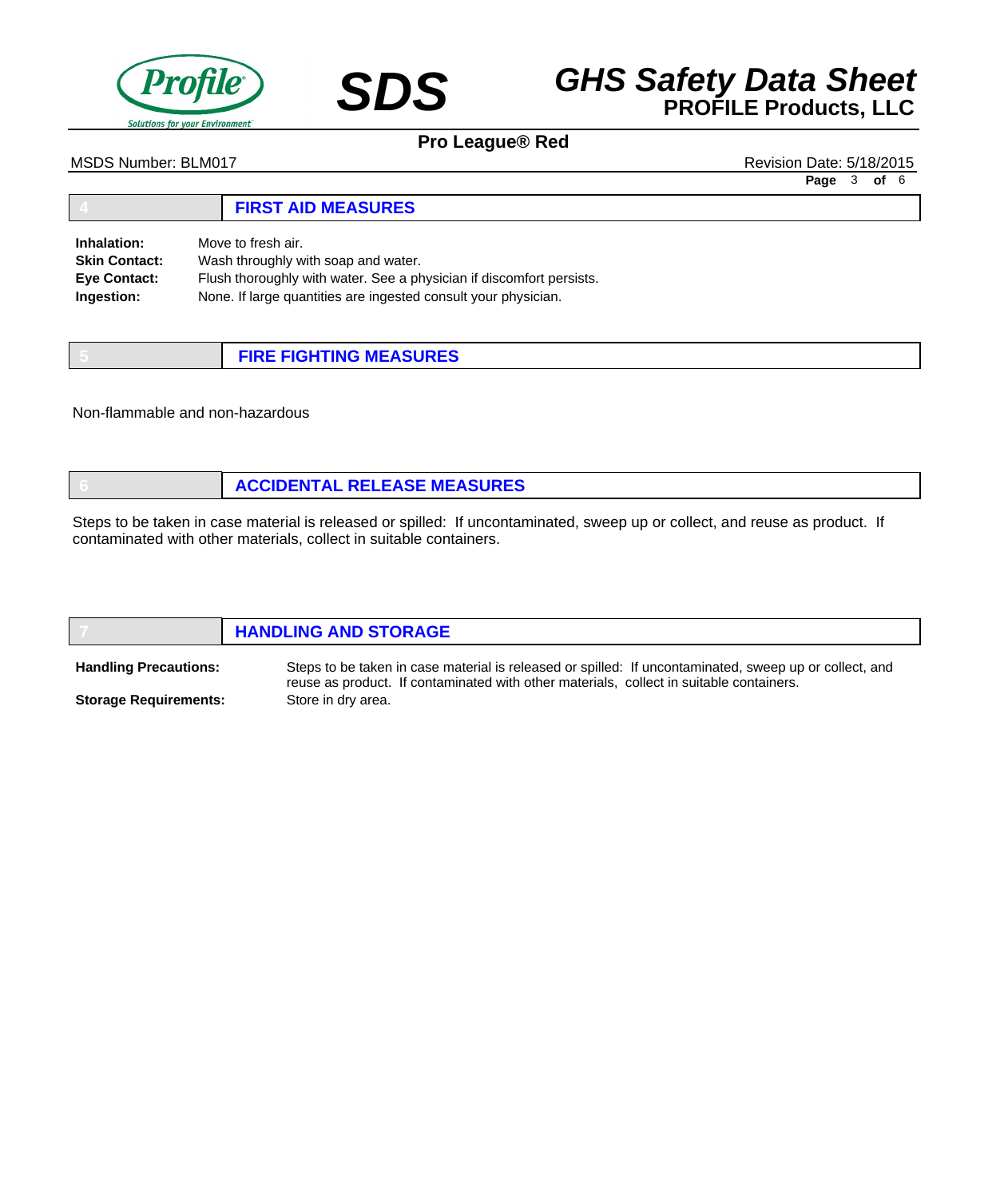## 4 FIRST AID MEASURES

**Inhalation:** Move to fresh air.
**Skin Contact:** Wash throughly with soap and water.
**Eye Contact:** Flush thoroughly with water. See a physician if discomfort persists.
**Ingestion:** None. If large quantities are ingested consult your physician.

## 5 FIRE FIGHTING MEASURES

Non-flammable and non-hazardous

## 6 ACCIDENTAL RELEASE MEASURES

Steps to be taken in case material is released or spilled: If uncontaminated, sweep up or collect, and reuse as product. If contaminated with other materials, collect in suitable containers.

## 7 HANDLING AND STORAGE

**Handling Precautions:** Steps to be taken in case material is released or spilled: If uncontaminated, sweep up or collect, and reuse as product. If contaminated with other materials, collect in suitable containers.

**Storage Requirements:** Store in dry area.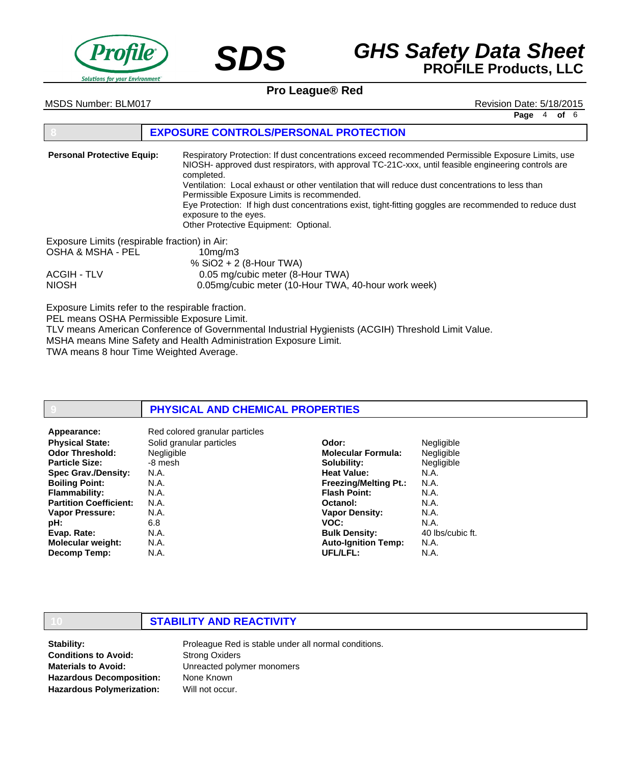## 8 EXPOSURE CONTROLS/PERSONAL PROTECTION

**Personal Protective Equip:**

Respiratory Protection: If dust concentrations exceed recommended Permissible Exposure Limits, use NIOSH- approved dust respirators, with approval TC-21C-xxx, until feasible engineering controls are completed.
Ventilation: Local exhaust or other ventilation that will reduce dust concentrations to less than Permissible Exposure Limits is recommended.
Eye Protection: If high dust concentrations exist, tight-fitting goggles are recommended to reduce dust exposure to the eyes.
Other Protective Equipment: Optional.

Exposure Limits (respirable fraction) in Air:

| | |
|---|---|
| OSHA & MSHA - PEL | 10mg/m3<br>% $SiO_2$ + 2 (8-Hour TWA) |
| ACGIH - TLV | 0.05 mg/cubic meter (8-Hour TWA) |
| NIOSH | 0.05mg/cubic meter (10-Hour TWA, 40-hour work week) |

Exposure Limits refer to the respirable fraction.
PEL means OSHA Permissible Exposure Limit.
TLV means American Conference of Governmental Industrial Hygienists (ACGIH) Threshold Limit Value.
MSHA means Mine Safety and Health Administration Exposure Limit.
TWA means 8 hour Time Weighted Average.

## 9 PHYSICAL AND CHEMICAL PROPERTIES

**Appearance:** Red colored granular particles

| | | | |
|---|---|---|---|
| **Physical State:** | Solid granular particles | **Odor:** | Negligible |
| **Odor Threshold:** | Negligible | **Molecular Formula:** | Negligible |
| **Particle Size:** | -8 mesh | **Solubility:** | Negligible |
| **Spec Grav./Density:** | N.A. | **Heat Value:** | N.A. |
| **Boiling Point:** | N.A. | **Freezing/Melting Pt.:** | N.A. |
| **Flammability:** | N.A. | **Flash Point:** | N.A. |
| **Partition Coefficient:** | N.A. | **Octanol:** | N.A. |
| **Vapor Pressure:** | N.A. | **Vapor Density:** | N.A. |
| **pH:** | 6.8 | **VOC:** | N.A. |
| **Evap. Rate:** | N.A. | **Bulk Density:** | 40 lbs/cubic ft. |
| **Molecular weight:** | N.A. | **Auto-Ignition Temp:** | N.A. |
| **Decomp Temp:** | N.A. | **UFL/LFL:** | N.A. |

## 10 STABILITY AND REACTIVITY

| | |
|---|---|
| **Stability:** | Proleague Red is stable under all normal conditions. |
| **Conditions to Avoid:** | Strong Oxiders |
| **Materials to Avoid:** | Unreacted polymer monomers |
| **Hazardous Decomposition:** | None Known |
| **Hazardous Polymerization:** | Will not occur. |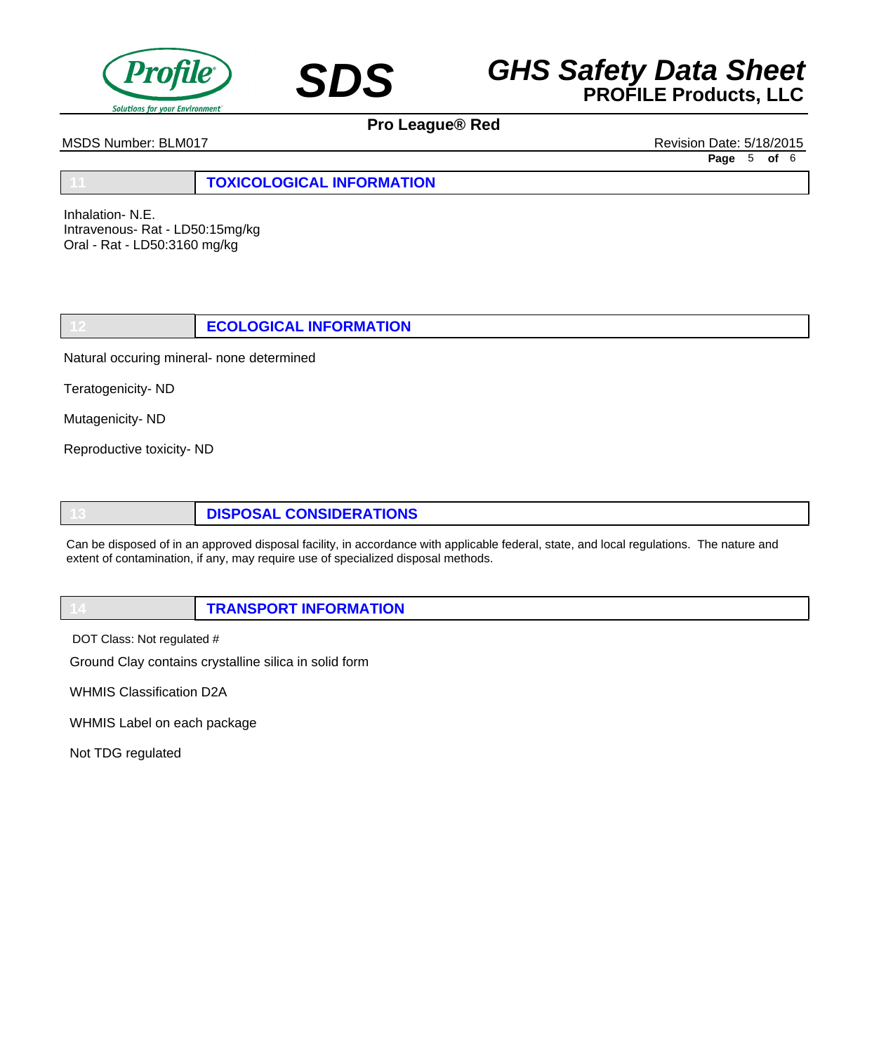## 11 TOXICOLOGICAL INFORMATION

Inhalation- N.E.
Intravenous- Rat - LD50:15mg/kg
Oral - Rat - LD50:3160 mg/kg

## 12 ECOLOGICAL INFORMATION

Natural occuring mineral- none determined

Teratogenicity- ND

Mutagenicity- ND

Reproductive toxicity- ND

## 13 DISPOSAL CONSIDERATIONS

Can be disposed of in an approved disposal facility, in accordance with applicable federal, state, and local regulations. The nature and extent of contamination, if any, may require use of specialized disposal methods.

## 14 TRANSPORT INFORMATION

DOT Class: Not regulated #

Ground Clay contains crystalline silica in solid form

WHMIS Classification D2A

WHMIS Label on each package

Not TDG regulated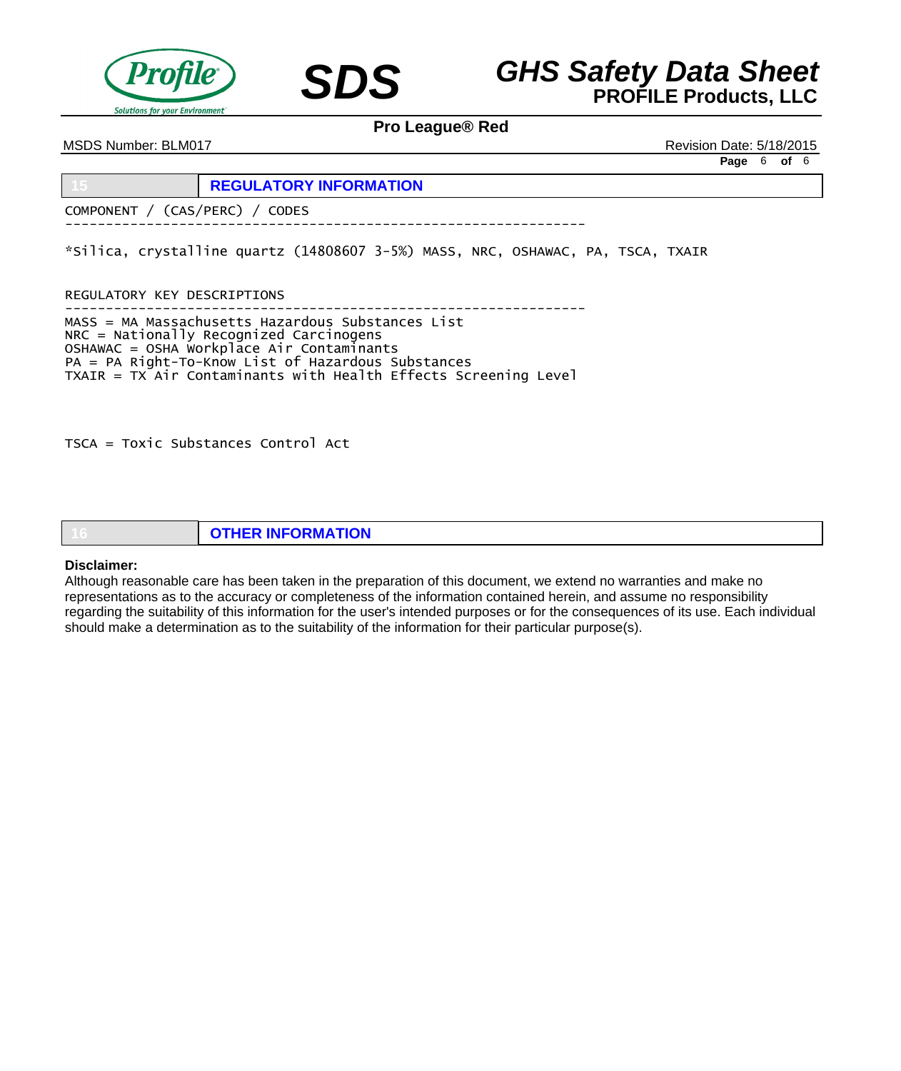## 15 REGULATORY INFORMATION

```
COMPONENT / (CAS/PERC) / CODES
----------------------------------------------------------------

*Silica, crystalline quartz (14808607 3-5%) MASS, NRC, OSHAWAC, PA, TSCA, TXAIR


REGULATORY KEY DESCRIPTIONS
----------------------------------------------------------------
MASS = MA Massachusetts Hazardous Substances List
NRC = Nationally Recognized Carcinogens
OSHAWAC = OSHA Workplace Air Contaminants
PA = PA Right-To-Know List of Hazardous Substances
TXAIR = TX Air Contaminants with Health Effects Screening Level



TSCA = Toxic Substances Control Act
```

## 16 OTHER INFORMATION

**Disclaimer:**

Although reasonable care has been taken in the preparation of this document, we extend no warranties and make no representations as to the accuracy or completeness of the information contained herein, and assume no responsibility regarding the suitability of this information for the user's intended purposes or for the consequences of its use. Each individual should make a determination as to the suitability of the information for their particular purpose(s).